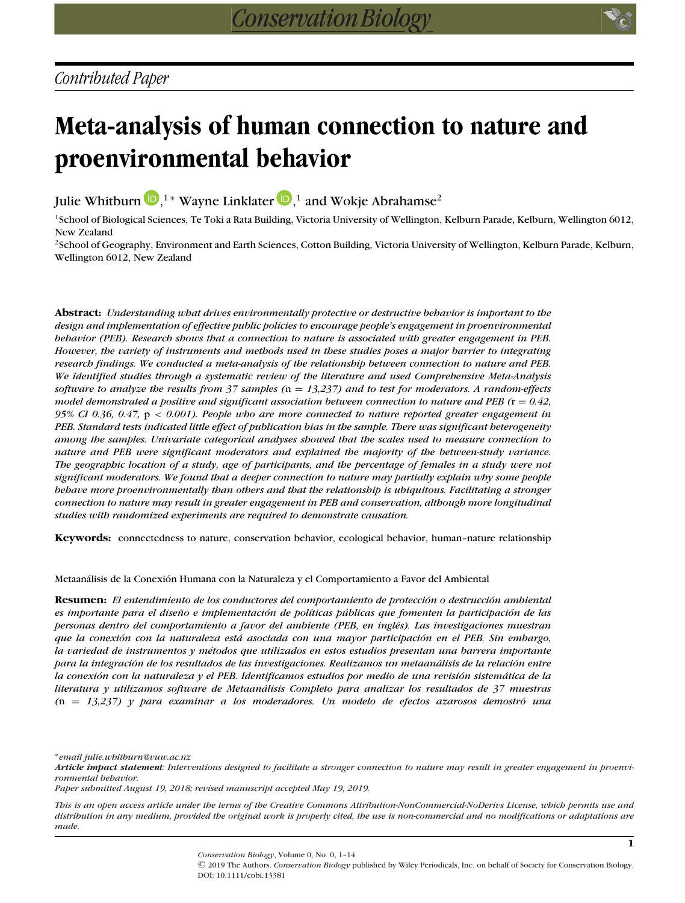*Contributed Paper*

# Meta-analysis of human connection to nature and proenvironmental behavior

Julie Whitburn,[1]* Wayne Linklater,[1] and Wokje Abrahamse[2]

[1]School of Biological Sciences, Te Toki a Rata Building, Victoria University of Wellington, Kelburn Parade, Kelburn, Wellington 6012, New Zealand

[2]School of Geography, Environment and Earth Sciences, Cotton Building, Victoria University of Wellington, Kelburn Parade, Kelburn, Wellington 6012, New Zealand

**Abstract:** *Understanding what drives environmentally protective or destructive behavior is important to the design and implementation of effective public policies to encourage people's engagement in proenvironmental behavior (PEB). Research shows that a connection to nature is associated with greater engagement in PEB. However, the variety of instruments and methods used in these studies poses a major barrier to integrating research findings. We conducted a meta-analysis of the relationship between connection to nature and PEB. We identified studies through a systematic review of the literature and used Comprehensive Meta-Analysis software to analyze the results from 37 samples (*n *= 13,237) and to test for moderators. A random-effects model demonstrated a positive and significant association between connection to nature and PEB (*$r = 0.42$*, 95% CI 0.36, 0.47,* $p < 0.001$*). People who are more connected to nature reported greater engagement in PEB. Standard tests indicated little effect of publication bias in the sample. There was significant heterogeneity among the samples. Univariate categorical analyses showed that the scales used to measure connection to nature and PEB were significant moderators and explained the majority of the between-study variance. The geographic location of a study, age of participants, and the percentage of females in a study were not significant moderators. We found that a deeper connection to nature may partially explain why some people behave more proenvironmentally than others and that the relationship is ubiquitous. Facilitating a stronger connection to nature may result in greater engagement in PEB and conservation, although more longitudinal studies with randomized experiments are required to demonstrate causation.*

**Keywords:** connectedness to nature, conservation behavior, ecological behavior, human–nature relationship

Metaanálisis de la Conexión Humana con la Naturaleza y el Comportamiento a Favor del Ambiental

**Resumen:** *El entendimiento de los conductores del comportamiento de protección o destrucción ambiental es importante para el diseño e implementación de políticas públicas que fomenten la participación de las personas dentro del comportamiento a favor del ambiente (PEB, en inglés). Las investigaciones muestran que la conexión con la naturaleza está asociada con una mayor participación en el PEB. Sin embargo, la variedad de instrumentos y métodos que utilizados en estos estudios presentan una barrera importante para la integración de los resultados de las investigaciones. Realizamos un metaanálisis de la relación entre la conexión con la naturaleza y el PEB. Identificamos estudios por medio de una revisión sistemática de la literatura y utilizamos software de Metaanálisis Completo para analizar los resultados de 37 muestras (*n *= 13,237) y para examinar a los moderadores. Un modelo de efectos azarosos demostró una*

*email julie.whitburn@vuw.ac.nz

***Article impact statement**: Interventions designed to facilitate a stronger connection to nature may result in greater engagement in proenvironmental behavior.*

*Paper submitted August 19, 2018; revised manuscript accepted May 19, 2019.*

*This is an open access article under the terms of the Creative Commons Attribution-NonCommercial-NoDerivs License, which permits use and distribution in any medium, provided the original work is properly cited, the use is non-commercial and no modifications or adaptations are made.*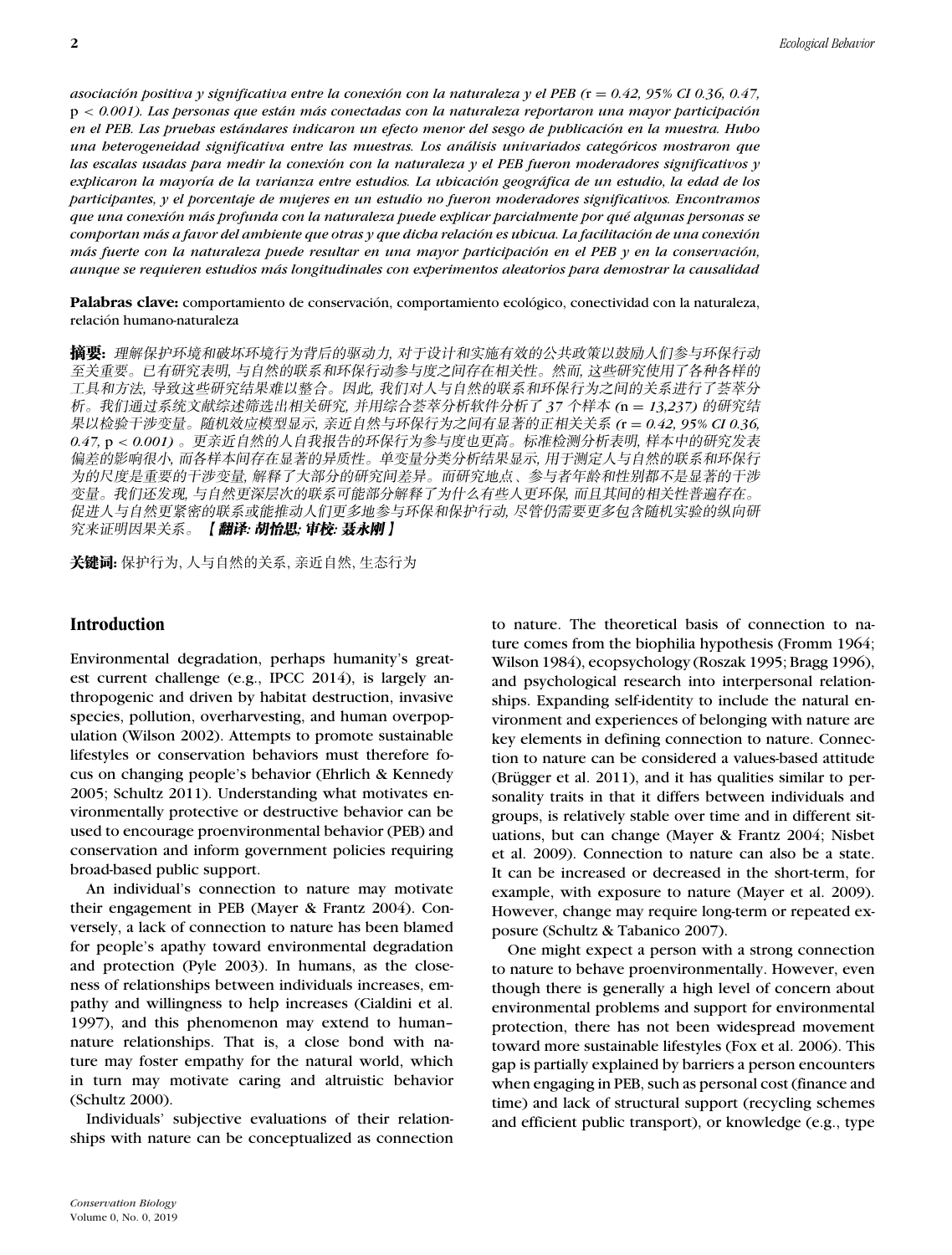*asociación positiva y significativa entre la conexión con la naturaleza y el PEB (r = 0.42, 95% CI 0.36, 0.47, p < 0.001). Las personas que están más conectadas con la naturaleza reportaron una mayor participación en el PEB. Las pruebas estándares indicaron un efecto menor del sesgo de publicación en la muestra. Hubo una heterogeneidad significativa entre las muestras. Los análisis univariados categóricos mostraron que las escalas usadas para medir la conexión con la naturaleza y el PEB fueron moderadores significativos y explicaron la mayoría de la varianza entre estudios. La ubicación geográfica de un estudio, la edad de los participantes, y el porcentaje de mujeres en un estudio no fueron moderadores significativos. Encontramos que una conexión más profunda con la naturaleza puede explicar parcialmente por qué algunas personas se comportan más a favor del ambiente que otras y que dicha relación es ubicua. La facilitación de una conexión más fuerte con la naturaleza puede resultar en una mayor participación en el PEB y en la conservación, aunque se requieren estudios más longitudinales con experimentos aleatorios para demostrar la causalidad*

**Palabras clave:** comportamiento de conservación, comportamiento ecológico, conectividad con la naturaleza, relación humano-naturaleza

**摘要:** *理解保护环境和破坏环境行为背后的驱动力, 对于设计和实施有效的公共政策以鼓励人们参与环保行动至关重要。已有研究表明, 与自然的联系和环保行动参与度之间存在相关性。然而, 这些研究使用了各种各样的工具和方法, 导致这些研究结果难以整合。因此, 我们对人与自然的联系和环保行为之间的关系进行了荟萃分析。我们通过系统文献综述筛选出相关研究, 并用综合荟萃分析软件分析了 37 个样本 (n = 13,237) 的研究结果以检验干涉变量。随机效应模型显示, 亲近自然与环保行为之间有显著的正相关关系 (r = 0.42, 95% CI 0.36, 0.47, p < 0.001) 。更亲近自然的人自我报告的环保行为参与度也更高。标准检测分析表明, 样本中的研究发表偏差的影响很小, 而各样本间存在显著的异质性。单变量分类分析结果显示, 用于测定人与自然的联系和环保行为的尺度是重要的干涉变量, 解释了大部分的研究间差异。而研究地点、参与者年龄和性别都不是显著的干涉变量。我们还发现, 与自然更深层次的联系可能部分解释了为什么有些人更环保, 而且其间的相关性普遍存在。促进人与自然更紧密的联系或能推动人们更多地参与环保和保护行动, 尽管仍需要更多包含随机实验的纵向研究来证明因果关系。***【翻译: 胡怡思; 审校: 聂永刚】***

**关键词:** 保护行为, 人与自然的关系, 亲近自然, 生态行为

## Introduction

Environmental degradation, perhaps humanity's greatest current challenge (e.g., IPCC 2014), is largely anthropogenic and driven by habitat destruction, invasive species, pollution, overharvesting, and human overpopulation (Wilson 2002). Attempts to promote sustainable lifestyles or conservation behaviors must therefore focus on changing people's behavior (Ehrlich & Kennedy 2005; Schultz 2011). Understanding what motivates environmentally protective or destructive behavior can be used to encourage proenvironmental behavior (PEB) and conservation and inform government policies requiring broad-based public support.

An individual's connection to nature may motivate their engagement in PEB (Mayer & Frantz 2004). Conversely, a lack of connection to nature has been blamed for people's apathy toward environmental degradation and protection (Pyle 2003). In humans, as the closeness of relationships between individuals increases, empathy and willingness to help increases (Cialdini et al. 1997), and this phenomenon may extend to human–nature relationships. That is, a close bond with nature may foster empathy for the natural world, which in turn may motivate caring and altruistic behavior (Schultz 2000).

Individuals' subjective evaluations of their relationships with nature can be conceptualized as connection to nature. The theoretical basis of connection to nature comes from the biophilia hypothesis (Fromm 1964; Wilson 1984), ecopsychology (Roszak 1995; Bragg 1996), and psychological research into interpersonal relationships. Expanding self-identity to include the natural environment and experiences of belonging with nature are key elements in defining connection to nature. Connection to nature can be considered a values-based attitude (Brügger et al. 2011), and it has qualities similar to personality traits in that it differs between individuals and groups, is relatively stable over time and in different situations, but can change (Mayer & Frantz 2004; Nisbet et al. 2009). Connection to nature can also be a state. It can be increased or decreased in the short-term, for example, with exposure to nature (Mayer et al. 2009). However, change may require long-term or repeated exposure (Schultz & Tabanico 2007).

One might expect a person with a strong connection to nature to behave proenvironmentally. However, even though there is generally a high level of concern about environmental problems and support for environmental protection, there has not been widespread movement toward more sustainable lifestyles (Fox et al. 2006). This gap is partially explained by barriers a person encounters when engaging in PEB, such as personal cost (finance and time) and lack of structural support (recycling schemes and efficient public transport), or knowledge (e.g., type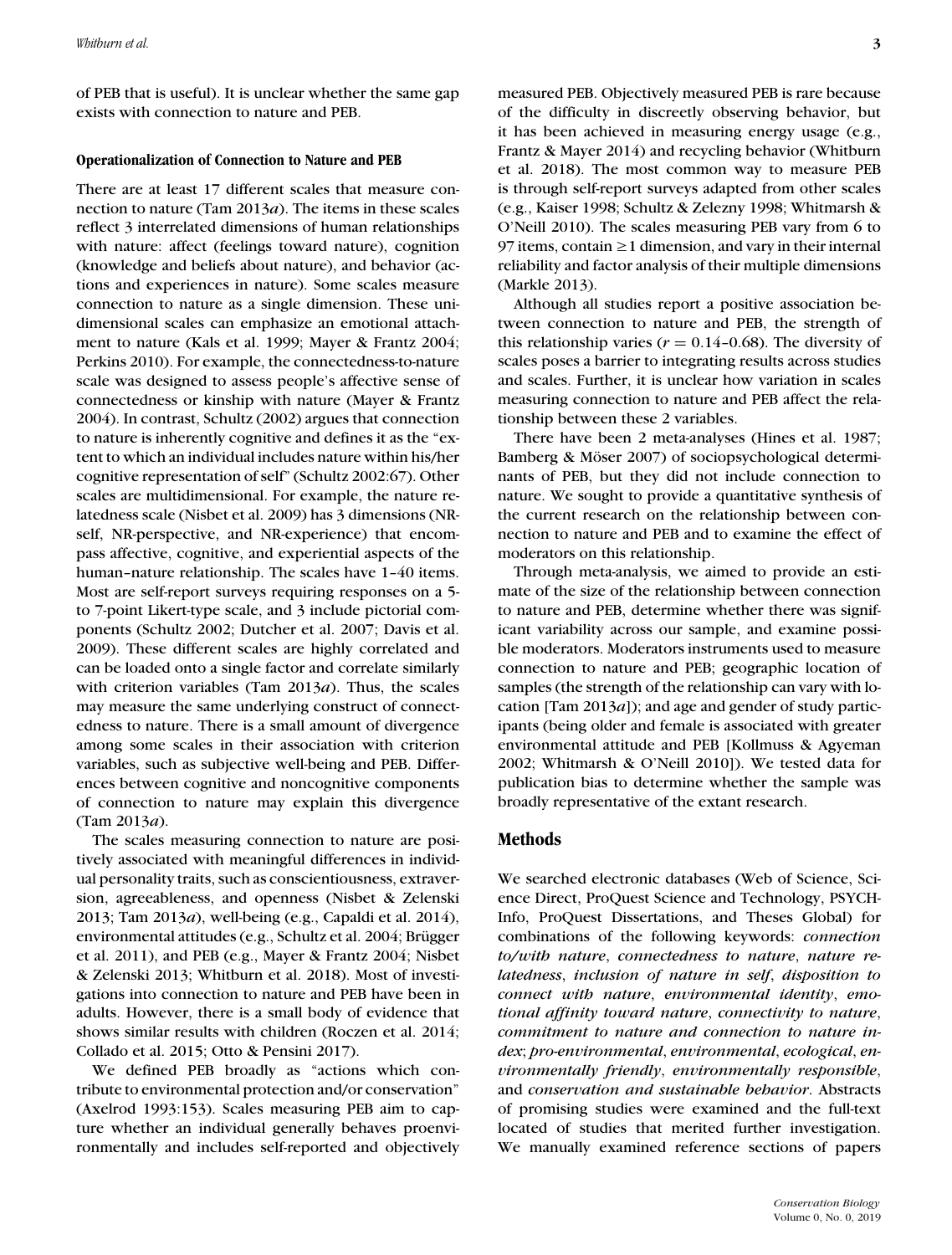of PEB that is useful). It is unclear whether the same gap exists with connection to nature and PEB.

### Operationalization of Connection to Nature and PEB

There are at least 17 different scales that measure connection to nature (Tam 2013*a*). The items in these scales reflect 3 interrelated dimensions of human relationships with nature: affect (feelings toward nature), cognition (knowledge and beliefs about nature), and behavior (actions and experiences in nature). Some scales measure connection to nature as a single dimension. These unidimensional scales can emphasize an emotional attachment to nature (Kals et al. 1999; Mayer & Frantz 2004; Perkins 2010). For example, the connectedness-to-nature scale was designed to assess people's affective sense of connectedness or kinship with nature (Mayer & Frantz 2004). In contrast, Schultz (2002) argues that connection to nature is inherently cognitive and defines it as the "extent to which an individual includes nature within his/her cognitive representation of self" (Schultz 2002:67). Other scales are multidimensional. For example, the nature relatedness scale (Nisbet et al. 2009) has 3 dimensions (NR-self, NR-perspective, and NR-experience) that encompass affective, cognitive, and experiential aspects of the human–nature relationship. The scales have 1–40 items. Most are self-report surveys requiring responses on a 5- to 7-point Likert-type scale, and 3 include pictorial components (Schultz 2002; Dutcher et al. 2007; Davis et al. 2009). These different scales are highly correlated and can be loaded onto a single factor and correlate similarly with criterion variables (Tam 2013*a*). Thus, the scales may measure the same underlying construct of connectedness to nature. There is a small amount of divergence among some scales in their association with criterion variables, such as subjective well-being and PEB. Differences between cognitive and noncognitive components of connection to nature may explain this divergence (Tam 2013*a*).

The scales measuring connection to nature are positively associated with meaningful differences in individual personality traits, such as conscientiousness, extraversion, agreeableness, and openness (Nisbet & Zelenski 2013; Tam 2013*a*), well-being (e.g., Capaldi et al. 2014), environmental attitudes (e.g., Schultz et al. 2004; Brügger et al. 2011), and PEB (e.g., Mayer & Frantz 2004; Nisbet & Zelenski 2013; Whitburn et al. 2018). Most of investigations into connection to nature and PEB have been in adults. However, there is a small body of evidence that shows similar results with children (Roczen et al. 2014; Collado et al. 2015; Otto & Pensini 2017).

We defined PEB broadly as "actions which contribute to environmental protection and/or conservation" (Axelrod 1993:153). Scales measuring PEB aim to capture whether an individual generally behaves proenvironmentally and includes self-reported and objectively measured PEB. Objectively measured PEB is rare because of the difficulty in discreetly observing behavior, but it has been achieved in measuring energy usage (e.g., Frantz & Mayer 2014) and recycling behavior (Whitburn et al. 2018). The most common way to measure PEB is through self-report surveys adapted from other scales (e.g., Kaiser 1998; Schultz & Zelezny 1998; Whitmarsh & O'Neill 2010). The scales measuring PEB vary from 6 to 97 items, contain ≥1 dimension, and vary in their internal reliability and factor analysis of their multiple dimensions (Markle 2013).

Although all studies report a positive association between connection to nature and PEB, the strength of this relationship varies ($r = 0.14$–$0.68$). The diversity of scales poses a barrier to integrating results across studies and scales. Further, it is unclear how variation in scales measuring connection to nature and PEB affect the relationship between these 2 variables.

There have been 2 meta-analyses (Hines et al. 1987; Bamberg & Möser 2007) of sociopsychological determinants of PEB, but they did not include connection to nature. We sought to provide a quantitative synthesis of the current research on the relationship between connection to nature and PEB and to examine the effect of moderators on this relationship.

Through meta-analysis, we aimed to provide an estimate of the size of the relationship between connection to nature and PEB, determine whether there was significant variability across our sample, and examine possible moderators. Moderators instruments used to measure connection to nature and PEB; geographic location of samples (the strength of the relationship can vary with location [Tam 2013*a*]); and age and gender of study participants (being older and female is associated with greater environmental attitude and PEB [Kollmuss & Agyeman 2002; Whitmarsh & O'Neill 2010]). We tested data for publication bias to determine whether the sample was broadly representative of the extant research.

## Methods

We searched electronic databases (Web of Science, Science Direct, ProQuest Science and Technology, PSYCHInfo, ProQuest Dissertations, and Theses Global) for combinations of the following keywords: *connection to/with nature*, *connectedness to nature*, *nature relatedness*, *inclusion of nature in self*, *disposition to connect with nature*, *environmental identity*, *emotional affinity toward nature*, *connectivity to nature*, *commitment to nature and connection to nature index*; *pro-environmental*, *environmental*, *ecological*, *environmentally friendly*, *environmentally responsible*, and *conservation and sustainable behavior*. Abstracts of promising studies were examined and the full-text located of studies that merited further investigation. We manually examined reference sections of papers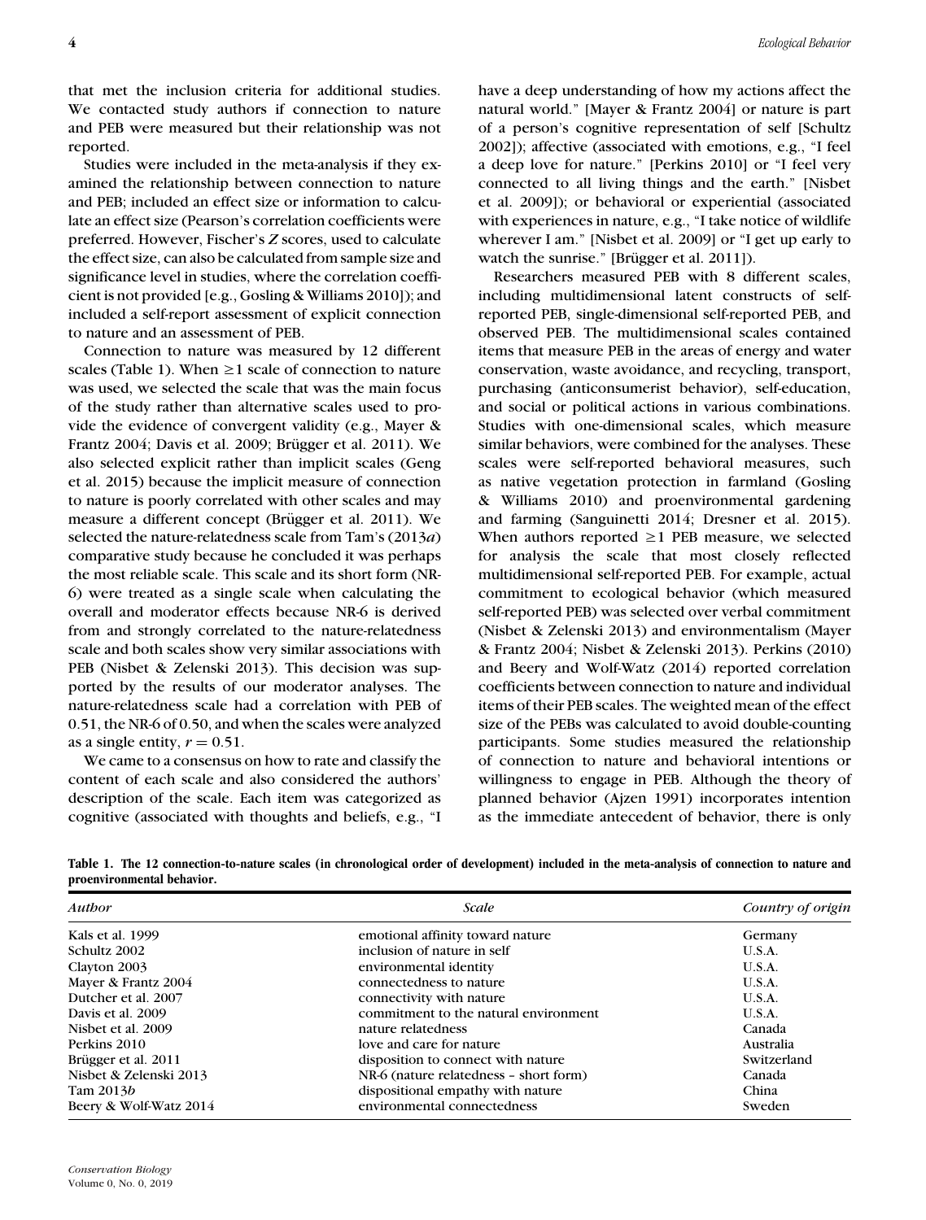that met the inclusion criteria for additional studies. We contacted study authors if connection to nature and PEB were measured but their relationship was not reported.

Studies were included in the meta-analysis if they examined the relationship between connection to nature and PEB; included an effect size or information to calculate an effect size (Pearson's correlation coefficients were preferred. However, Fischer's *Z* scores, used to calculate the effect size, can also be calculated from sample size and significance level in studies, where the correlation coefficient is not provided [e.g., Gosling & Williams 2010]); and included a self-report assessment of explicit connection to nature and an assessment of PEB.

Connection to nature was measured by 12 different scales (Table 1). When $\geq$1 scale of connection to nature was used, we selected the scale that was the main focus of the study rather than alternative scales used to provide the evidence of convergent validity (e.g., Mayer & Frantz 2004; Davis et al. 2009; Brügger et al. 2011). We also selected explicit rather than implicit scales (Geng et al. 2015) because the implicit measure of connection to nature is poorly correlated with other scales and may measure a different concept (Brügger et al. 2011). We selected the nature-relatedness scale from Tam's (2013*a*) comparative study because he concluded it was perhaps the most reliable scale. This scale and its short form (NR-6) were treated as a single scale when calculating the overall and moderator effects because NR-6 is derived from and strongly correlated to the nature-relatedness scale and both scales show very similar associations with PEB (Nisbet & Zelenski 2013). This decision was supported by the results of our moderator analyses. The nature-relatedness scale had a correlation with PEB of 0.51, the NR-6 of 0.50, and when the scales were analyzed as a single entity, $r = 0.51$.

We came to a consensus on how to rate and classify the content of each scale and also considered the authors' description of the scale. Each item was categorized as cognitive (associated with thoughts and beliefs, e.g., "I have a deep understanding of how my actions affect the natural world." [Mayer & Frantz 2004] or nature is part of a person's cognitive representation of self [Schultz 2002]); affective (associated with emotions, e.g., "I feel a deep love for nature." [Perkins 2010] or "I feel very connected to all living things and the earth." [Nisbet et al. 2009]); or behavioral or experiential (associated with experiences in nature, e.g., "I take notice of wildlife wherever I am." [Nisbet et al. 2009] or "I get up early to watch the sunrise." [Brügger et al. 2011]).

Researchers measured PEB with 8 different scales, including multidimensional latent constructs of self-reported PEB, single-dimensional self-reported PEB, and observed PEB. The multidimensional scales contained items that measure PEB in the areas of energy and water conservation, waste avoidance, and recycling, transport, purchasing (anticonsumerist behavior), self-education, and social or political actions in various combinations. Studies with one-dimensional scales, which measure similar behaviors, were combined for the analyses. These scales were self-reported behavioral measures, such as native vegetation protection in farmland (Gosling & Williams 2010) and proenvironmental gardening and farming (Sanguinetti 2014; Dresner et al. 2015). When authors reported $\geq$1 PEB measure, we selected for analysis the scale that most closely reflected multidimensional self-reported PEB. For example, actual commitment to ecological behavior (which measured self-reported PEB) was selected over verbal commitment (Nisbet & Zelenski 2013) and environmentalism (Mayer & Frantz 2004; Nisbet & Zelenski 2013). Perkins (2010) and Beery and Wolf-Watz (2014) reported correlation coefficients between connection to nature and individual items of their PEB scales. The weighted mean of the effect size of the PEBs was calculated to avoid double-counting participants. Some studies measured the relationship of connection to nature and behavioral intentions or willingness to engage in PEB. Although the theory of planned behavior (Ajzen 1991) incorporates intention as the immediate antecedent of behavior, there is only

**Table 1. The 12 connection-to-nature scales (in chronological order of development) included in the meta-analysis of connection to nature and proenvironmental behavior.**

| *Author* | *Scale* | *Country of origin* |
|---|---|---|
| Kals et al. 1999 | emotional affinity toward nature | Germany |
| Schultz 2002 | inclusion of nature in self | U.S.A. |
| Clayton 2003 | environmental identity | U.S.A. |
| Mayer & Frantz 2004 | connectedness to nature | U.S.A. |
| Dutcher et al. 2007 | connectivity with nature | U.S.A. |
| Davis et al. 2009 | commitment to the natural environment | U.S.A. |
| Nisbet et al. 2009 | nature relatedness | Canada |
| Perkins 2010 | love and care for nature | Australia |
| Brügger et al. 2011 | disposition to connect with nature | Switzerland |
| Nisbet & Zelenski 2013 | NR-6 (nature relatedness – short form) | Canada |
| Tam 2013*b* | dispositional empathy with nature | China |
| Beery & Wolf-Watz 2014 | environmental connectedness | Sweden |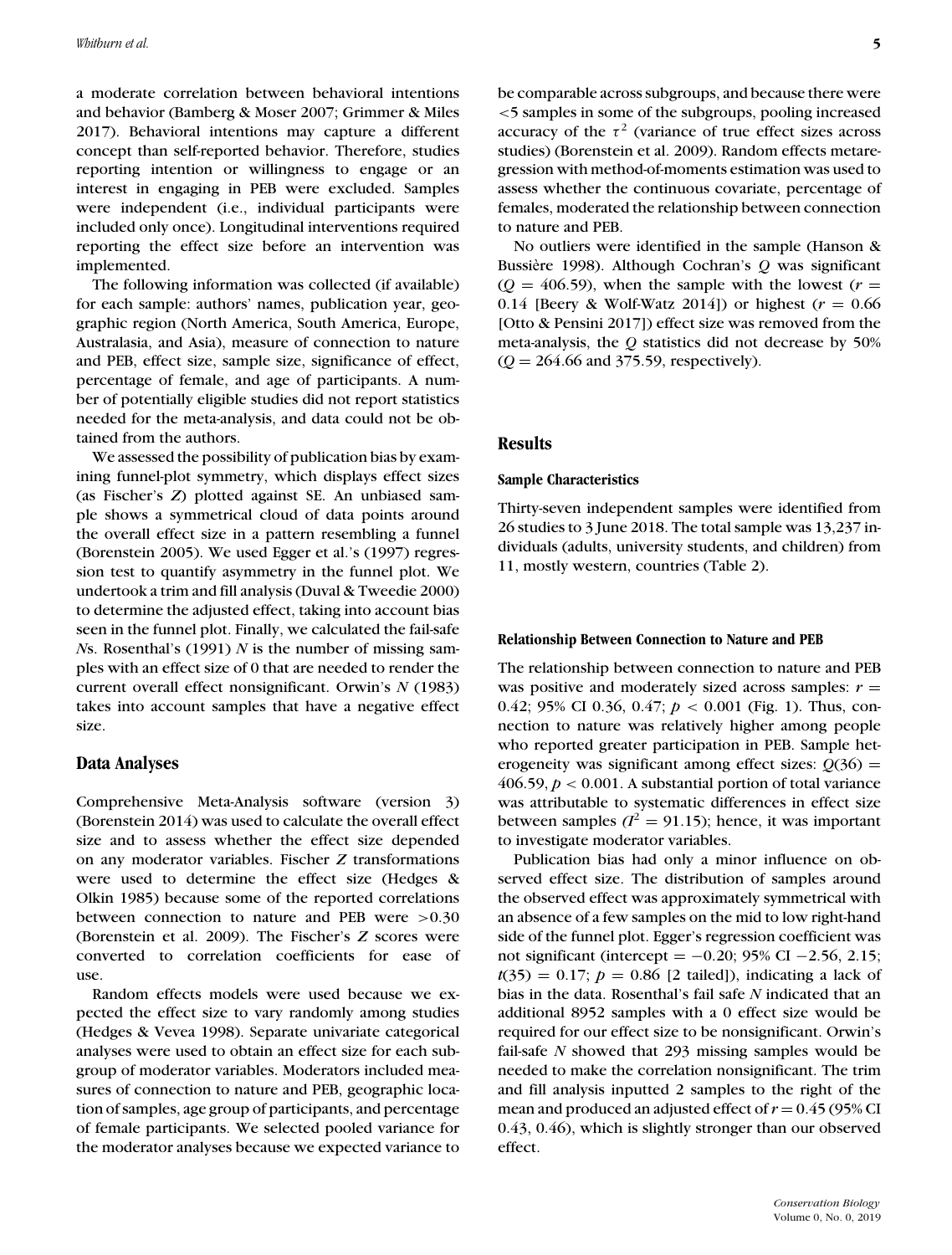a moderate correlation between behavioral intentions and behavior (Bamberg & Moser 2007; Grimmer & Miles 2017). Behavioral intentions may capture a different concept than self-reported behavior. Therefore, studies reporting intention or willingness to engage or an interest in engaging in PEB were excluded. Samples were independent (i.e., individual participants were included only once). Longitudinal interventions required reporting the effect size before an intervention was implemented.

The following information was collected (if available) for each sample: authors' names, publication year, geographic region (North America, South America, Europe, Australasia, and Asia), measure of connection to nature and PEB, effect size, sample size, significance of effect, percentage of female, and age of participants. A number of potentially eligible studies did not report statistics needed for the meta-analysis, and data could not be obtained from the authors.

We assessed the possibility of publication bias by examining funnel-plot symmetry, which displays effect sizes (as Fischer's *Z*) plotted against SE. An unbiased sample shows a symmetrical cloud of data points around the overall effect size in a pattern resembling a funnel (Borenstein 2005). We used Egger et al.'s (1997) regression test to quantify asymmetry in the funnel plot. We undertook a trim and fill analysis (Duval & Tweedie 2000) to determine the adjusted effect, taking into account bias seen in the funnel plot. Finally, we calculated the fail-safe *N*s. Rosenthal's (1991) *N* is the number of missing samples with an effect size of 0 that are needed to render the current overall effect nonsignificant. Orwin's *N* (1983) takes into account samples that have a negative effect size.

## Data Analyses

Comprehensive Meta-Analysis software (version 3) (Borenstein 2014) was used to calculate the overall effect size and to assess whether the effect size depended on any moderator variables. Fischer *Z* transformations were used to determine the effect size (Hedges & Olkin 1985) because some of the reported correlations between connection to nature and PEB were >0.30 (Borenstein et al. 2009). The Fischer's *Z* scores were converted to correlation coefficients for ease of use.

Random effects models were used because we expected the effect size to vary randomly among studies (Hedges & Vevea 1998). Separate univariate categorical analyses were used to obtain an effect size for each subgroup of moderator variables. Moderators included measures of connection to nature and PEB, geographic location of samples, age group of participants, and percentage of female participants. We selected pooled variance for the moderator analyses because we expected variance to be comparable across subgroups, and because there were <5 samples in some of the subgroups, pooling increased accuracy of the $\tau^2$ (variance of true effect sizes across studies) (Borenstein et al. 2009). Random effects metaregression with method-of-moments estimation was used to assess whether the continuous covariate, percentage of females, moderated the relationship between connection to nature and PEB.

No outliers were identified in the sample (Hanson & Bussière 1998). Although Cochran's *Q* was significant ($Q = 406.59$), when the sample with the lowest ($r = 0.14$ [Beery & Wolf-Watz 2014]) or highest ($r = 0.66$ [Otto & Pensini 2017]) effect size was removed from the meta-analysis, the *Q* statistics did not decrease by 50% ($Q = 264.66$ and $375.59$, respectively).

## Results

### Sample Characteristics

Thirty-seven independent samples were identified from 26 studies to 3 June 2018. The total sample was 13,237 individuals (adults, university students, and children) from 11, mostly western, countries (Table 2).

### Relationship Between Connection to Nature and PEB

The relationship between connection to nature and PEB was positive and moderately sized across samples: $r = 0.42$; 95% CI 0.36, 0.47; $p < 0.001$ (Fig. 1). Thus, connection to nature was relatively higher among people who reported greater participation in PEB. Sample heterogeneity was significant among effect sizes: $Q(36) = 406.59$, $p < 0.001$. A substantial portion of total variance was attributable to systematic differences in effect size between samples ($I^2 = 91.15$); hence, it was important to investigate moderator variables.

Publication bias had only a minor influence on observed effect size. The distribution of samples around the observed effect was approximately symmetrical with an absence of a few samples on the mid to low right-hand side of the funnel plot. Egger's regression coefficient was not significant (intercept = −0.20; 95% CI −2.56, 2.15; $t(35) = 0.17$; $p = 0.86$ [2 tailed]), indicating a lack of bias in the data. Rosenthal's fail safe *N* indicated that an additional 8952 samples with a 0 effect size would be required for our effect size to be nonsignificant. Orwin's fail-safe *N* showed that 293 missing samples would be needed to make the correlation nonsignificant. The trim and fill analysis inputted 2 samples to the right of the mean and produced an adjusted effect of $r = 0.45$ (95% CI 0.43, 0.46), which is slightly stronger than our observed effect.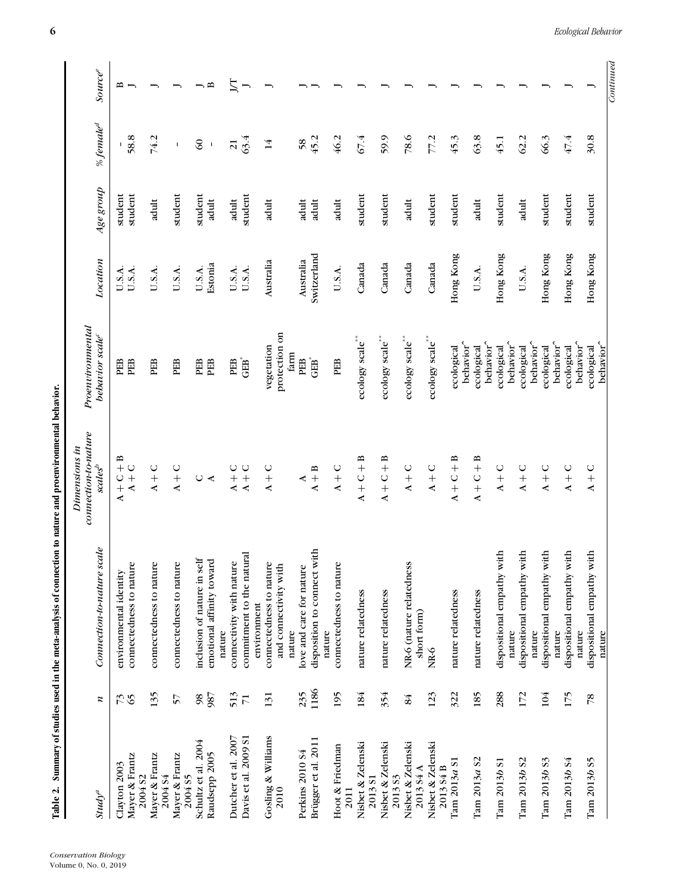**Table 2. Summary of studies used in the meta-analysis of connection to nature and proenvironmental behavior.**

| Study[a] | n | Connection-to-nature scale | Dimensions in connection-to-nature scales[b] | Proenvironmental behavior scale[c] | Location | Age group | % female[d] | Source[e] |
|---|---|---|---|---|---|---|---|---|
| Clayton 2003 | 73 | environmental identity | A + C + B | PEB | U.S.A. | student | - | B |
| Mayer & Frantz 2004 S2 | 65 | connectedness to nature | A + C | PEB | U.S.A. | student | 58.8 | J |
| Mayer & Frantz 2004 S4 | 135 | connectedness to nature | A + C | PEB | U.S.A. | adult | 74.2 | J |
| Mayer & Frantz 2004 S5 | 57 | connectedness to nature | A + C | PEB | U.S.A. | student | - | J |
| Schultz et al. 2004 | 98 | inclusion of nature in self | C | PEB | U.S.A. | student | 60 | J |
| Raudsepp 2005 | 987 | emotional affinity toward nature | A | PEB | Estonia | adult | - | B |
| Dutcher et al. 2007 | 513 | connectivity with nature | A + C | PEB | U.S.A. | adult | 21 | J/T |
| Davis et al. 2009 S1 | 71 | commitment to the natural environment | A + C | GEB* | U.S.A. | student | 63.4 | J |
| Gosling & Williams 2010 | 131 | connectedness to nature and connectivity with nature | A + C | vegetation protection on farm | Australia | adult | 14 | J |
| Perkins 2010 S4 | 235 | love and care for nature | A | PEB | Australia | adult | 58 | J |
| Brügger et al. 2011 | 1186 | disposition to connect with nature | A + B | GEB* | Switzerland | adult | 45.2 | J |
| Hoot & Friedman 2011 | 195 | connectedness to nature | A + C | PEB | U.S.A. | adult | 46.2 | J |
| Nisbet & Zelenski 2013 S1 | 184 | nature relatedness | A + C + B | ecology scale** | Canada | student | 67.4 | J |
| Nisbet & Zelenski 2013 S3 | 354 | nature relatedness | A + C + B | ecology scale** | Canada | student | 59.9 | J |
| Nisbet & Zelenski 2013 S4 A | 84 | NR-6 (nature relatedness short form) | A + C | ecology scale** | Canada | adult | 78.6 | J |
| Nisbet & Zelenski 2013 S4 B | 123 | NR-6 | A + C | ecology scale** | Canada | student | 77.2 | J |
| Tam 2013a S1 | 322 | nature relatedness | A + C + B | ecological behavior^ | Hong Kong | student | 45.3 | J |
| Tam 2013a S2 | 185 | nature relatedness | A + C + B | ecological behavior^ | U.S.A. | adult | 63.8 | J |
| Tam 2013b S1 | 288 | dispositional empathy with nature | A + C | ecological behavior^ | Hong Kong | student | 45.1 | J |
| Tam 2013b S2 | 172 | dispositional empathy with nature | A + C | ecological behavior^ | U.S.A. | adult | 62.2 | J |
| Tam 2013b S3 | 104 | dispositional empathy with nature | A + C | ecological behavior^ | Hong Kong | student | 66.3 | J |
| Tam 2013b S4 | 175 | dispositional empathy with nature | A + C | ecological behavior^ | Hong Kong | student | 47.4 | J |
| Tam 2013b S5 | 78 | dispositional empathy with nature | A + C | ecological behavior^ | Hong Kong | student | 30.8 | J |

*Continued*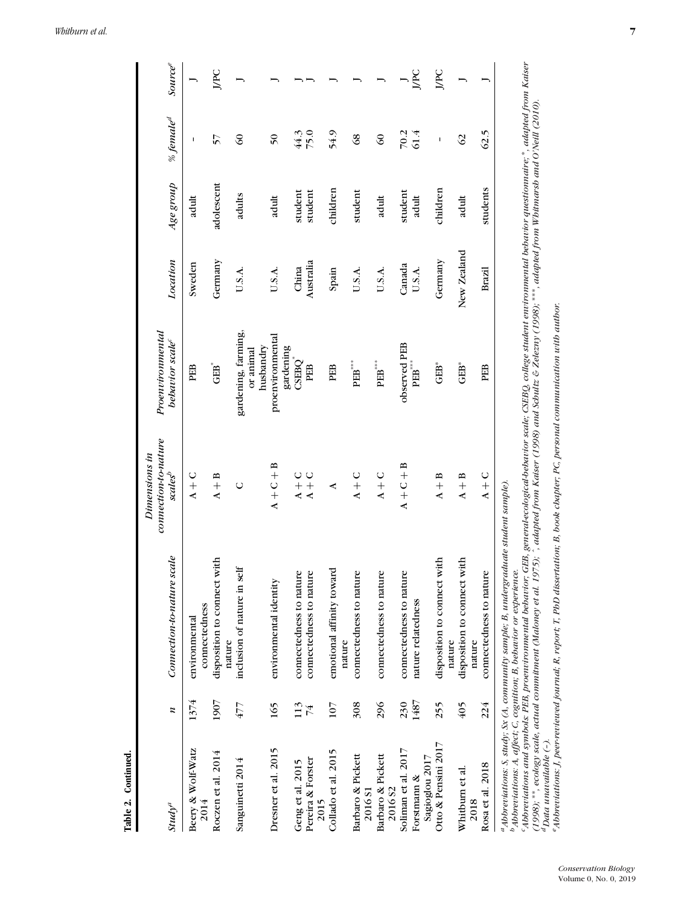**Table 2. Continued.**

| Study[a] | n | Connection-to-nature scale | Dimensions in connection-to-nature scales[b] | Proenvironmental behavior scale[c] | Location | Age group | % female[d] | Source[e] |
|---|---|---|---|---|---|---|---|---|
| Beery & Wolf-Watz 2014 | 1374 | environmental connectedness | A + C | PEB | Sweden | adult | - | J |
| Roczen et al. 2014 | 1907 | disposition to connect with nature | A + B | GEB* | Germany | adolescent | 57 | J/PC |
| Sanguinetti 2014 | 477 | inclusion of nature in self | C | gardening, farming, or animal husbandry | U.S.A. | adults | 60 | J |
| Dresner et al. 2015 | 165 | environmental identity | A + C + B | proenvironmental gardening | U.S.A. | adult | 50 | J |
| Geng et al. 2015 | 113 | connectedness to nature | A + C | CSEBQ* | China | student | 44.3 | J |
| Pereira & Forster 2015 | 74 | connectedness to nature | A + C | PEB | Australia | student | 75.0 | J |
| Collado et al. 2015 | 107 | emotional affinity toward nature | A | PEB | Spain | children | 54.9 | J |
| Barbaro & Pickett 2016 S1 | 308 | connectedness to nature | A + C | PEB*** | U.S.A. | student | 68 | J |
| Barbaro & Pickett 2016 S2 | 296 | connectedness to nature | A + C | PEB*** | U.S.A. | adult | 60 | J |
| Soliman et al. 2017 | 230 | connectedness to nature | A + C + B | observed PEB | Canada | student | 70.2 | J |
| Forstmann & Sagioglou 2017 | 1487 | nature relatedness | | PEB*** | U.S.A. | adult | 61.4 | J/PC |
| Otto & Pensini 2017 | 255 | disposition to connect with nature | A + B | GEB* | Germany | children | - | J/PC |
| Whitburn et al. 2018 | 405 | disposition to connect with nature | A + B | GEB* | New Zealand | adult | 62 | J |
| Rosa et al. 2018 | 224 | connectedness to nature | A + C | PEB | Brazil | students | 62.5 | J |

[a] *Abbreviations: S, study; Sx (A, community sample; B, undergraduate student sample).*
[b] *Abbreviations: A, affect; C, cognition; B, behavior or experience.*
[c] *Abbreviations and symbols: PEB, proenvironmental behavior; GEB, general-ecological-behavior scale; CSEBQ, college student environmental behavior questionnaire; *, adapted from Kaiser (1998); **, ecology scale, actual commitment (Maloney et al. 1975); *, adapted from Kaiser (1998) and Schultz & Zelezny (1998); ***, adapted from Whitmarsh and O'Neill (2010).*
[d] *Data unavailable (-).*
[e] *Abbreviations: J, peer-reviewed journal; R, report; T, PhD dissertation; B, book chapter; PC, personal communication with author.*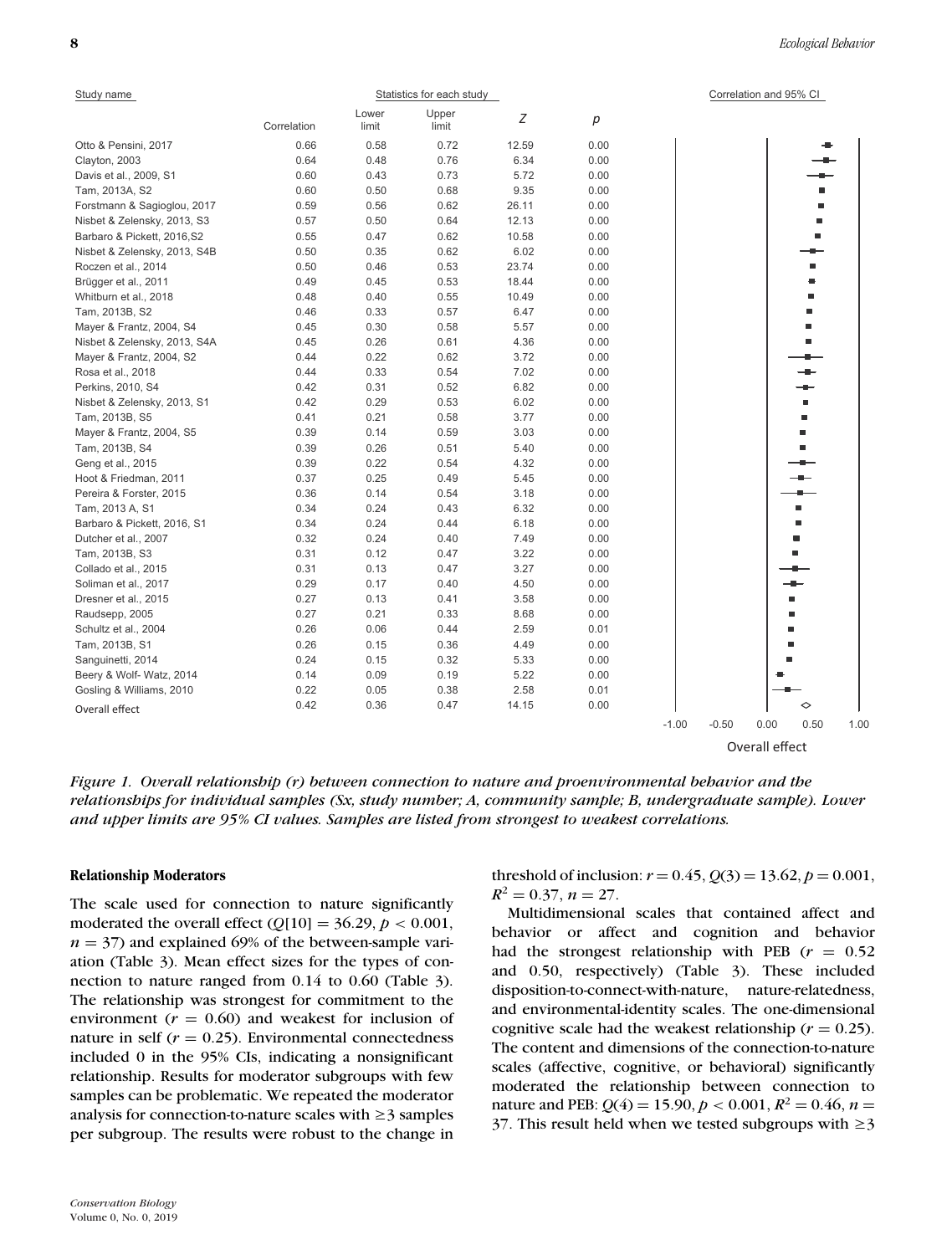| Study name | Correlation | Lower limit | Upper limit | Z | p |
|---|---|---|---|---|---|
| Otto & Pensini, 2017 | 0.66 | 0.58 | 0.72 | 12.59 | 0.00 |
| Clayton, 2003 | 0.64 | 0.48 | 0.76 | 6.34 | 0.00 |
| Davis et al., 2009, S1 | 0.60 | 0.43 | 0.73 | 5.72 | 0.00 |
| Tam, 2013A, S2 | 0.60 | 0.50 | 0.68 | 9.35 | 0.00 |
| Forstmann & Sagioglou, 2017 | 0.59 | 0.56 | 0.62 | 26.11 | 0.00 |
| Nisbet & Zelensky, 2013, S3 | 0.57 | 0.50 | 0.64 | 12.13 | 0.00 |
| Barbaro & Pickett, 2016,S2 | 0.55 | 0.47 | 0.62 | 10.58 | 0.00 |
| Nisbet & Zelensky, 2013, S4B | 0.50 | 0.35 | 0.62 | 6.02 | 0.00 |
| Roczen et al., 2014 | 0.50 | 0.46 | 0.53 | 23.74 | 0.00 |
| Brügger et al., 2011 | 0.49 | 0.45 | 0.53 | 18.44 | 0.00 |
| Whitburn et al., 2018 | 0.48 | 0.40 | 0.55 | 10.49 | 0.00 |
| Tam, 2013B, S2 | 0.46 | 0.33 | 0.57 | 6.47 | 0.00 |
| Mayer & Frantz, 2004, S4 | 0.45 | 0.30 | 0.58 | 5.57 | 0.00 |
| Nisbet & Zelensky, 2013, S4A | 0.45 | 0.26 | 0.61 | 4.36 | 0.00 |
| Mayer & Frantz, 2004, S2 | 0.44 | 0.22 | 0.62 | 3.72 | 0.00 |
| Rosa et al., 2018 | 0.44 | 0.33 | 0.54 | 7.02 | 0.00 |
| Perkins, 2010, S4 | 0.42 | 0.31 | 0.52 | 6.82 | 0.00 |
| Nisbet & Zelensky, 2013, S1 | 0.42 | 0.29 | 0.53 | 6.02 | 0.00 |
| Tam, 2013B, S5 | 0.41 | 0.21 | 0.58 | 3.77 | 0.00 |
| Mayer & Frantz, 2004, S5 | 0.39 | 0.14 | 0.59 | 3.03 | 0.00 |
| Tam, 2013B, S4 | 0.39 | 0.26 | 0.51 | 5.40 | 0.00 |
| Geng et al., 2015 | 0.39 | 0.22 | 0.54 | 4.32 | 0.00 |
| Hoot & Friedman, 2011 | 0.37 | 0.25 | 0.49 | 5.45 | 0.00 |
| Pereira & Forster, 2015 | 0.36 | 0.14 | 0.54 | 3.18 | 0.00 |
| Tam, 2013 A, S1 | 0.34 | 0.24 | 0.43 | 6.32 | 0.00 |
| Barbaro & Pickett, 2016, S1 | 0.34 | 0.24 | 0.44 | 6.18 | 0.00 |
| Dutcher et al., 2007 | 0.32 | 0.24 | 0.40 | 7.49 | 0.00 |
| Tam, 2013B, S3 | 0.31 | 0.12 | 0.47 | 3.22 | 0.00 |
| Collado et al., 2015 | 0.31 | 0.13 | 0.47 | 3.27 | 0.00 |
| Soliman et al., 2017 | 0.29 | 0.17 | 0.40 | 4.50 | 0.00 |
| Dresner et al., 2015 | 0.27 | 0.13 | 0.41 | 3.58 | 0.00 |
| Raudsepp, 2005 | 0.27 | 0.21 | 0.33 | 8.68 | 0.00 |
| Schultz et al., 2004 | 0.26 | 0.06 | 0.44 | 2.59 | 0.01 |
| Tam, 2013B, S1 | 0.26 | 0.15 | 0.36 | 4.49 | 0.00 |
| Sanguinetti, 2014 | 0.24 | 0.15 | 0.32 | 5.33 | 0.00 |
| Beery & Wolf- Watz, 2014 | 0.14 | 0.09 | 0.19 | 5.22 | 0.00 |
| Gosling & Williams, 2010 | 0.22 | 0.05 | 0.38 | 2.58 | 0.01 |
| Overall effect | 0.42 | 0.36 | 0.47 | 14.15 | 0.00 |

*Figure 1. Overall relationship (r) between connection to nature and proenvironmental behavior and the relationships for individual samples (Sx, study number; A, community sample; B, undergraduate sample). Lower and upper limits are 95% CI values. Samples are listed from strongest to weakest correlations.*

### Relationship Moderators

The scale used for connection to nature significantly moderated the overall effect ($Q[10] = 36.29$, $p < 0.001$, $n = 37$) and explained 69% of the between-sample variation (Table 3). Mean effect sizes for the types of connection to nature ranged from 0.14 to 0.60 (Table 3). The relationship was strongest for commitment to the environment ($r = 0.60$) and weakest for inclusion of nature in self ($r = 0.25$). Environmental connectedness included 0 in the 95% CIs, indicating a nonsignificant relationship. Results for moderator subgroups with few samples can be problematic. We repeated the moderator analysis for connection-to-nature scales with ≥3 samples per subgroup. The results were robust to the change in threshold of inclusion: $r = 0.45$, $Q(3) = 13.62$, $p = 0.001$, $R^2 = 0.37$, $n = 27$.

Multidimensional scales that contained affect and behavior or affect and cognition and behavior had the strongest relationship with PEB ($r = 0.52$ and $0.50$, respectively) (Table 3). These included disposition-to-connect-with-nature, nature-relatedness, and environmental-identity scales. The one-dimensional cognitive scale had the weakest relationship ($r = 0.25$). The content and dimensions of the connection-to-nature scales (affective, cognitive, or behavioral) significantly moderated the relationship between connection to nature and PEB: $Q(4) = 15.90$, $p < 0.001$, $R^2 = 0.46$, $n = 37$. This result held when we tested subgroups with ≥3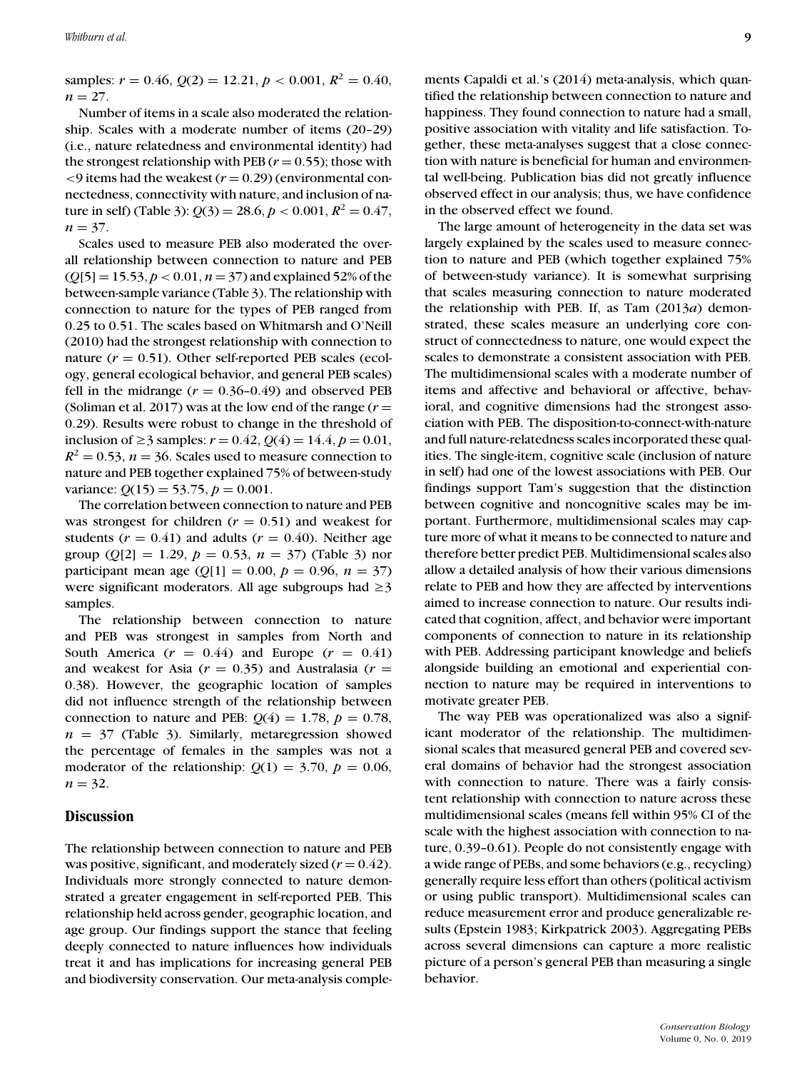samples: $r = 0.46$, $Q(2) = 12.21$, $p < 0.001$, $R^2 = 0.40$, $n = 27$.

Number of items in a scale also moderated the relationship. Scales with a moderate number of items (20–29) (i.e., nature relatedness and environmental identity) had the strongest relationship with PEB ($r = 0.55$); those with <9 items had the weakest ($r = 0.29$) (environmental connectedness, connectivity with nature, and inclusion of nature in self) (Table 3): $Q(3) = 28.6$, $p < 0.001$, $R^2 = 0.47$, $n = 37$.

Scales used to measure PEB also moderated the overall relationship between connection to nature and PEB ($Q[5] = 15.53$, $p < 0.01$, $n = 37$) and explained 52% of the between-sample variance (Table 3). The relationship with connection to nature for the types of PEB ranged from 0.25 to 0.51. The scales based on Whitmarsh and O'Neill (2010) had the strongest relationship with connection to nature ($r = 0.51$). Other self-reported PEB scales (ecology, general ecological behavior, and general PEB scales) fell in the midrange ($r = 0.36$–$0.49$) and observed PEB (Soliman et al. 2017) was at the low end of the range ($r = 0.29$). Results were robust to change in the threshold of inclusion of ≥3 samples: $r = 0.42$, $Q(4) = 14.4$, $p = 0.01$, $R^2 = 0.53$, $n = 36$. Scales used to measure connection to nature and PEB together explained 75% of between-study variance: $Q(15) = 53.75$, $p = 0.001$.

The correlation between connection to nature and PEB was strongest for children ($r = 0.51$) and weakest for students ($r = 0.41$) and adults ($r = 0.40$). Neither age group ($Q[2] = 1.29$, $p = 0.53$, $n = 37$) (Table 3) nor participant mean age ($Q[1] = 0.00$, $p = 0.96$, $n = 37$) were significant moderators. All age subgroups had ≥3 samples.

The relationship between connection to nature and PEB was strongest in samples from North and South America ($r = 0.44$) and Europe ($r = 0.41$) and weakest for Asia ($r = 0.35$) and Australasia ($r = 0.38$). However, the geographic location of samples did not influence strength of the relationship between connection to nature and PEB: $Q(4) = 1.78$, $p = 0.78$, $n = 37$ (Table 3). Similarly, metaregression showed the percentage of females in the samples was not a moderator of the relationship: $Q(1) = 3.70$, $p = 0.06$, $n = 32$.

## Discussion

The relationship between connection to nature and PEB was positive, significant, and moderately sized ($r = 0.42$). Individuals more strongly connected to nature demonstrated a greater engagement in self-reported PEB. This relationship held across gender, geographic location, and age group. Our findings support the stance that feeling deeply connected to nature influences how individuals treat it and has implications for increasing general PEB and biodiversity conservation. Our meta-analysis complements Capaldi et al.'s (2014) meta-analysis, which quantified the relationship between connection to nature and happiness. They found connection to nature had a small, positive association with vitality and life satisfaction. Together, these meta-analyses suggest that a close connection with nature is beneficial for human and environmental well-being. Publication bias did not greatly influence observed effect in our analysis; thus, we have confidence in the observed effect we found.

The large amount of heterogeneity in the data set was largely explained by the scales used to measure connection to nature and PEB (which together explained 75% of between-study variance). It is somewhat surprising that scales measuring connection to nature moderated the relationship with PEB. If, as Tam (2013*a*) demonstrated, these scales measure an underlying core construct of connectedness to nature, one would expect the scales to demonstrate a consistent association with PEB. The multidimensional scales with a moderate number of items and affective and behavioral or affective, behavioral, and cognitive dimensions had the strongest association with PEB. The disposition-to-connect-with-nature and full nature-relatedness scales incorporated these qualities. The single-item, cognitive scale (inclusion of nature in self) had one of the lowest associations with PEB. Our findings support Tam's suggestion that the distinction between cognitive and noncognitive scales may be important. Furthermore, multidimensional scales may capture more of what it means to be connected to nature and therefore better predict PEB. Multidimensional scales also allow a detailed analysis of how their various dimensions relate to PEB and how they are affected by interventions aimed to increase connection to nature. Our results indicated that cognition, affect, and behavior were important components of connection to nature in its relationship with PEB. Addressing participant knowledge and beliefs alongside building an emotional and experiential connection to nature may be required in interventions to motivate greater PEB.

The way PEB was operationalized was also a significant moderator of the relationship. The multidimensional scales that measured general PEB and covered several domains of behavior had the strongest association with connection to nature. There was a fairly consistent relationship with connection to nature across these multidimensional scales (means fell within 95% CI of the scale with the highest association with connection to nature, 0.39–0.61). People do not consistently engage with a wide range of PEBs, and some behaviors (e.g., recycling) generally require less effort than others (political activism or using public transport). Multidimensional scales can reduce measurement error and produce generalizable results (Epstein 1983; Kirkpatrick 2003). Aggregating PEBs across several dimensions can capture a more realistic picture of a person's general PEB than measuring a single behavior.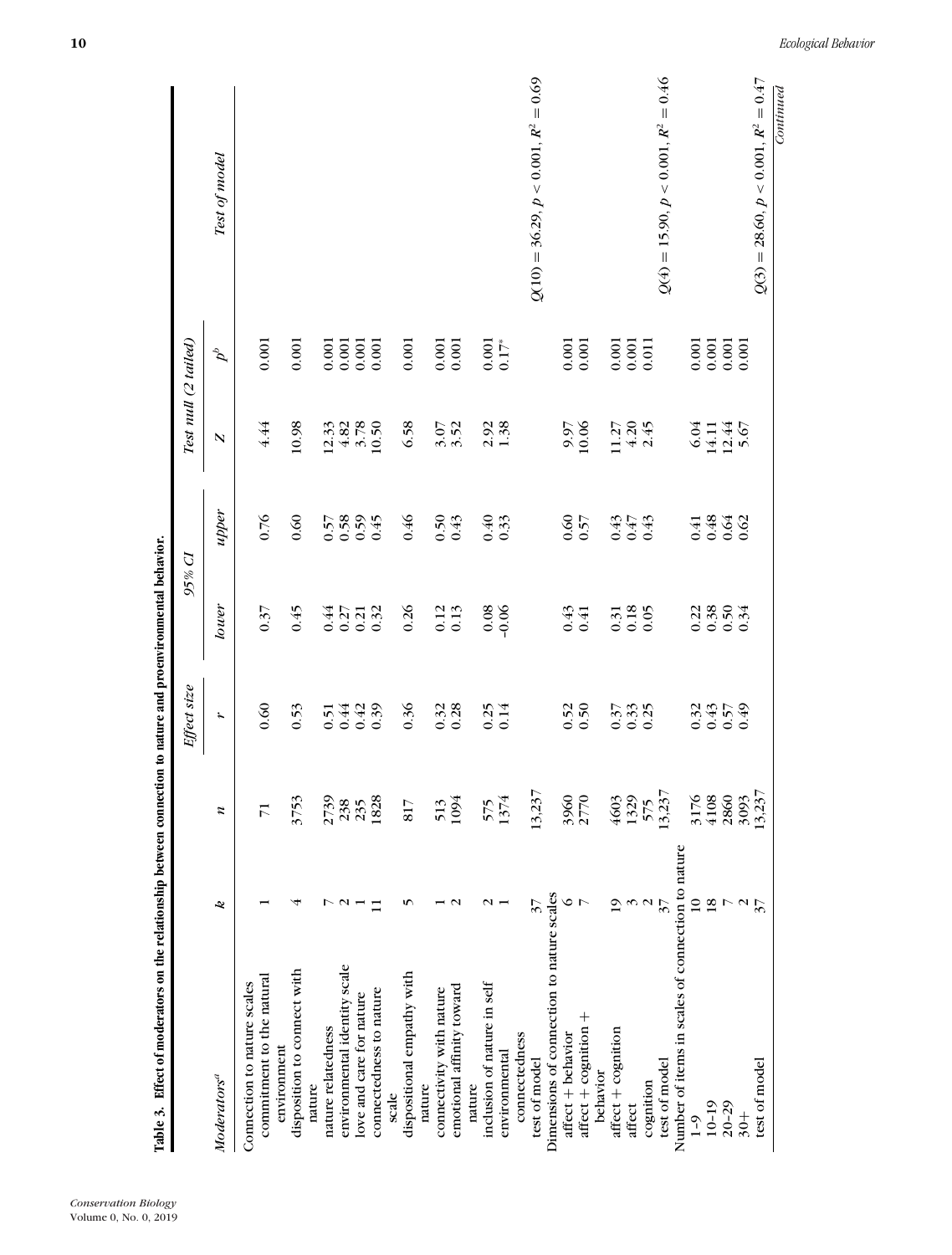**Table 3. Effect of moderators on the relationship between connection to nature and proenvironmental behavior.**

| Moderators[a] | k | n | Effect size | 95% CI | | Test null (2 tailed) | | Test of model |
|---|---|---|---|---|---|---|---|---|
| | | | r | lower | upper | Z | p[b] | |
| Connection to nature scales | | | | | | | | |
| commitment to the natural environment | 1 | 71 | 0.60 | 0.37 | 0.76 | 4.44 | 0.001 | |
| disposition to connect with nature | 4 | 3753 | 0.53 | 0.45 | 0.60 | 10.98 | 0.001 | |
| nature relatedness | 7 | 2739 | 0.51 | 0.44 | 0.57 | 12.33 | 0.001 | |
| environmental identity scale | 2 | 238 | 0.44 | 0.27 | 0.58 | 4.82 | 0.001 | |
| love and care for nature | 1 | 235 | 0.42 | 0.21 | 0.59 | 3.78 | 0.001 | |
| connectedness to nature scale | 11 | 1828 | 0.39 | 0.32 | 0.45 | 10.50 | 0.001 | |
| dispositional empathy with nature | 5 | 817 | 0.36 | 0.26 | 0.46 | 6.58 | 0.001 | |
| connectivity with nature | 1 | 513 | 0.32 | 0.12 | 0.50 | 3.07 | 0.001 | |
| emotional affinity toward nature | 2 | 1094 | 0.28 | 0.13 | 0.43 | 3.52 | 0.001 | |
| inclusion of nature in self | 2 | 575 | 0.25 | 0.08 | 0.40 | 2.92 | 0.001 | |
| environmental connectedness | 1 | 1374 | 0.14 | -0.06 | 0.33 | 1.38 | 0.17* | |
| test of model | 37 | 13,237 | | | | | | $Q(10) = 36.29$, $p < 0.001$, $R^2 = 0.69$ |
| Dimensions of connection to nature scales | | | | | | | | |
| affect + behavior | 6 | 3960 | 0.52 | 0.43 | 0.60 | 9.97 | 0.001 | |
| affect + cognition + behavior | 7 | 2770 | 0.50 | 0.41 | 0.57 | 10.06 | 0.001 | |
| affect + cognition | 19 | 4603 | 0.37 | 0.31 | 0.43 | 11.27 | 0.001 | |
| affect | 3 | 1329 | 0.33 | 0.18 | 0.47 | 4.20 | 0.001 | |
| cognition | 2 | 575 | 0.25 | 0.05 | 0.43 | 2.45 | 0.011 | |
| test of model | 37 | 13,237 | | | | | | $Q(4) = 15.90$, $p < 0.001$, $R^2 = 0.46$ |
| Number of items in scales of connection to nature | | | | | | | | |
| 1–9 | 10 | 3176 | 0.32 | 0.22 | 0.41 | 6.04 | 0.001 | |
| 10–19 | 18 | 4108 | 0.43 | 0.38 | 0.48 | 14.11 | 0.001 | |
| 20–29 | 7 | 2860 | 0.57 | 0.50 | 0.64 | 12.44 | 0.001 | |
| 30+ | 2 | 3093 | 0.49 | 0.34 | 0.62 | 5.67 | 0.001 | |
| test of model | 37 | 13,237 | | | | | | $Q(3) = 28.60$, $p < 0.001$, $R^2 = 0.47$ |

*Continued*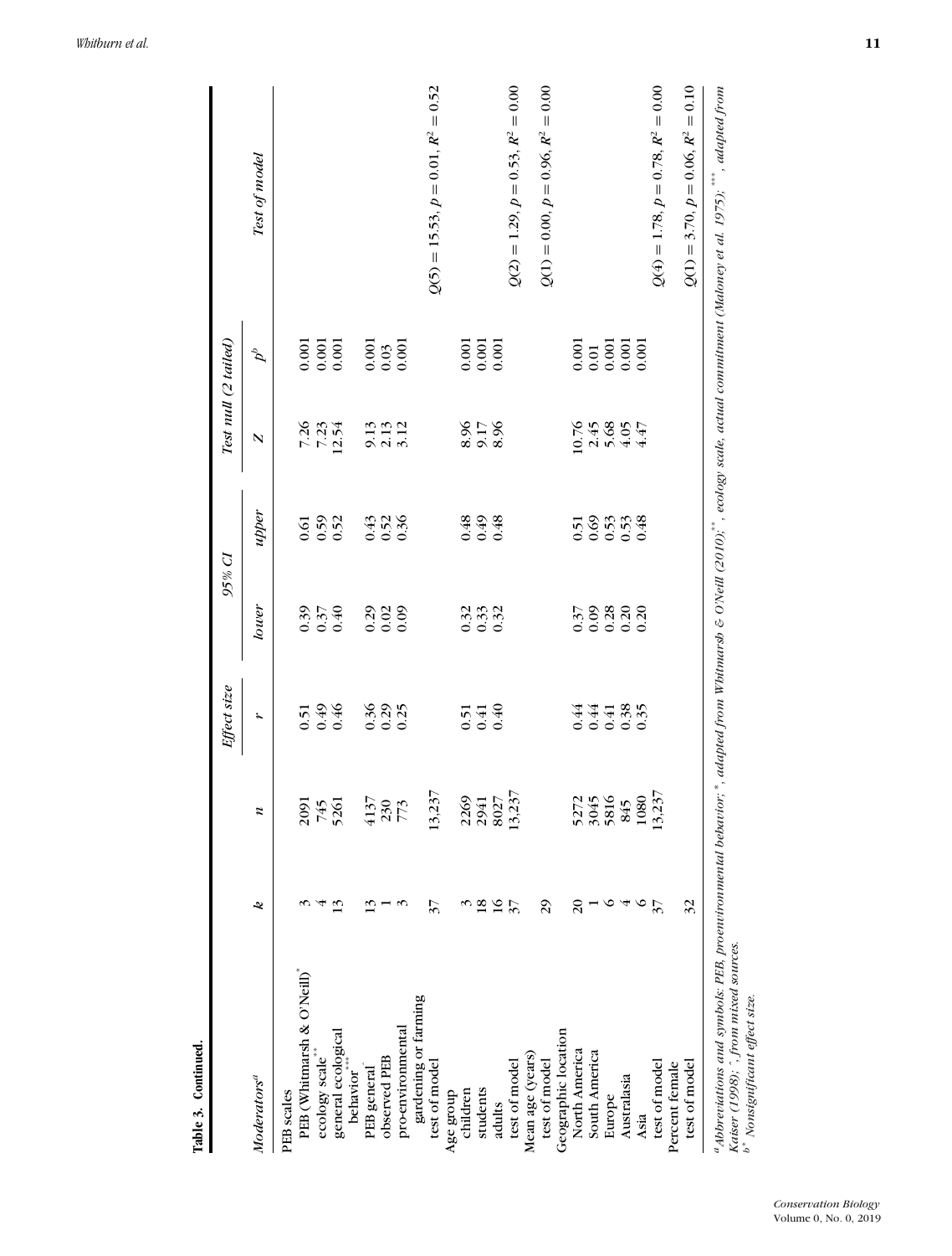**Table 3. Continued.**

| Moderators[a] | k | n | Effect size r | 95% CI lower | 95% CI upper | Test null (2 tailed) Z | $p^b$ | Test of model |
|---|---|---|---|---|---|---|---|---|
| PEB scales | | | | | | | | |
| PEB (Whitmarsh & O'Neill)[*] | 3 | 2091 | 0.51 | 0.39 | 0.61 | 7.26 | 0.001 | |
| ecology scale[**] | 4 | 745 | 0.49 | 0.37 | 0.59 | 7.23 | 0.001 | |
| general ecological behavior[***] | 13 | 5261 | 0.46 | 0.40 | 0.52 | 12.54 | 0.001 | |
| PEB general[^] | 13 | 4137 | 0.36 | 0.29 | 0.43 | 9.13 | 0.001 | |
| observed PEB | 1 | 230 | 0.29 | 0.02 | 0.52 | 2.13 | 0.03 | |
| pro-environmental gardening or farming | 3 | 773 | 0.25 | 0.09 | 0.36 | 3.12 | 0.001 | |
| test of model | 37 | 13,237 | | | | | | $Q(5) = 15.53$, $p = 0.01$, $R^2 = 0.52$ |
| Age group | | | | | | | | |
| children | 3 | 2269 | 0.51 | 0.32 | 0.48 | 8.96 | 0.001 | |
| students | 18 | 2941 | 0.41 | 0.33 | 0.49 | 9.17 | 0.001 | |
| adults | 16 | 8027 | 0.40 | 0.32 | 0.48 | 8.96 | 0.001 | |
| test of model | 37 | 13,237 | | | | | | $Q(2) = 1.29$, $p = 0.53$, $R^2 = 0.00$ |
| Mean age (years) | | | | | | | | |
| test of model | 29 | | | | | | | $Q(1) = 0.00$, $p = 0.96$, $R^2 = 0.00$ |
| Geographic location | | | | | | | | |
| North America | 20 | 5272 | 0.44 | 0.37 | 0.51 | 10.76 | 0.001 | |
| South America | 1 | 3045 | 0.44 | 0.09 | 0.69 | 2.45 | 0.01 | |
| Europe | 6 | 5816 | 0.41 | 0.28 | 0.53 | 5.68 | 0.001 | |
| Australasia | 4 | 845 | 0.38 | 0.20 | 0.53 | 4.05 | 0.001 | |
| Asia | 6 | 1080 | 0.35 | 0.20 | 0.48 | 4.47 | 0.001 | |
| test of model | 37 | 13,237 | | | | | | $Q(4) = 1.78$, $p = 0.78$, $R^2 = 0.00$ |
| Percent female | | | | | | | | |
| test of model | 32 | | | | | | | $Q(1) = 3.70$, $p = 0.06$, $R^2 = 0.10$ |

[a]Abbreviations and symbols: PEB, proenvironmental behavior; [*], adapted from Whitmarsh & O'Neill (2010); [**], ecology scale, actual commitment (Maloney et al. 1975); [***], adapted from Kaiser (1998); [^], from mixed sources.
[b*] Nonsignificant effect size.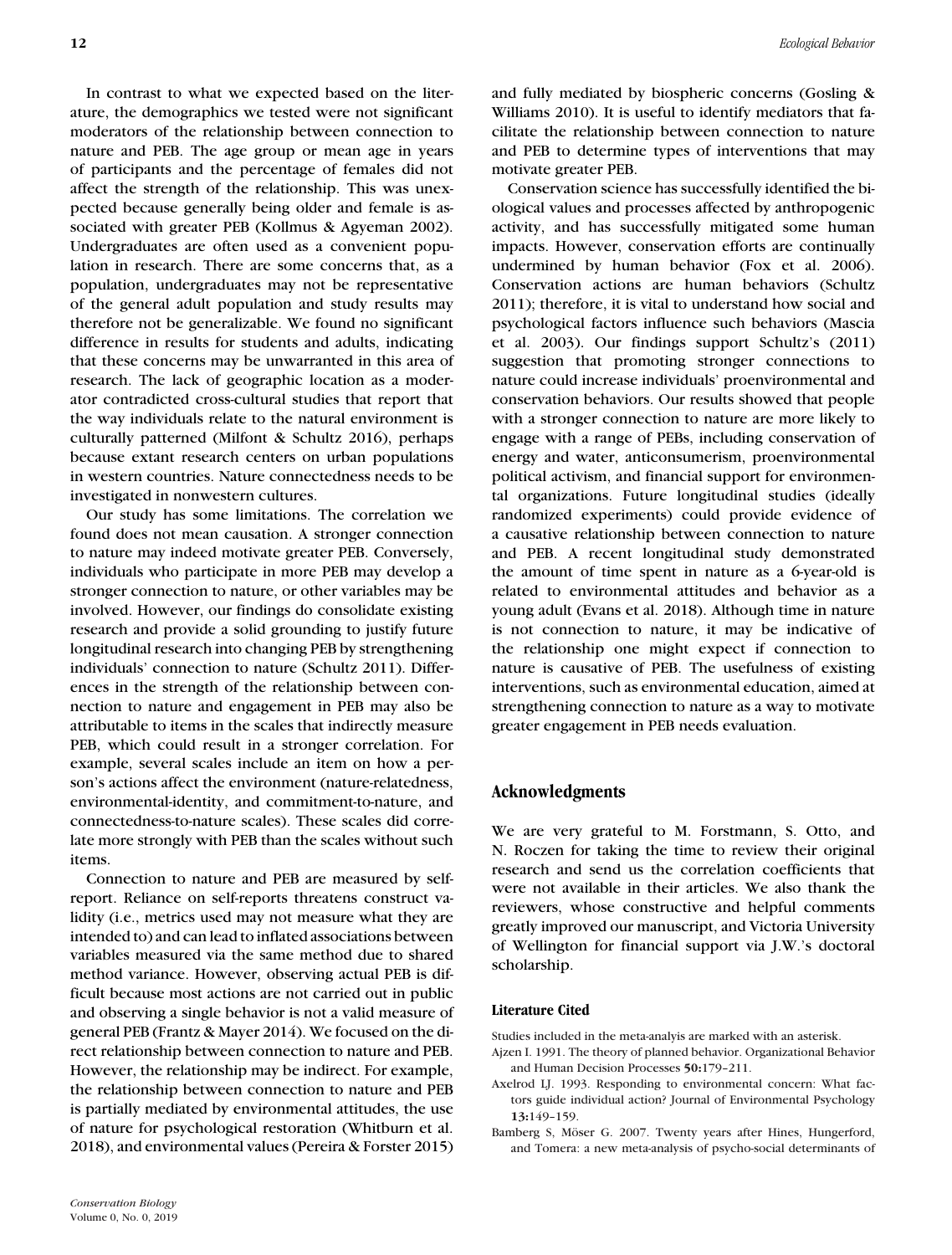In contrast to what we expected based on the literature, the demographics we tested were not significant moderators of the relationship between connection to nature and PEB. The age group or mean age in years of participants and the percentage of females did not affect the strength of the relationship. This was unexpected because generally being older and female is associated with greater PEB (Kollmus & Agyeman 2002). Undergraduates are often used as a convenient population in research. There are some concerns that, as a population, undergraduates may not be representative of the general adult population and study results may therefore not be generalizable. We found no significant difference in results for students and adults, indicating that these concerns may be unwarranted in this area of research. The lack of geographic location as a moderator contradicted cross-cultural studies that report that the way individuals relate to the natural environment is culturally patterned (Milfont & Schultz 2016), perhaps because extant research centers on urban populations in western countries. Nature connectedness needs to be investigated in nonwestern cultures.

Our study has some limitations. The correlation we found does not mean causation. A stronger connection to nature may indeed motivate greater PEB. Conversely, individuals who participate in more PEB may develop a stronger connection to nature, or other variables may be involved. However, our findings do consolidate existing research and provide a solid grounding to justify future longitudinal research into changing PEB by strengthening individuals' connection to nature (Schultz 2011). Differences in the strength of the relationship between connection to nature and engagement in PEB may also be attributable to items in the scales that indirectly measure PEB, which could result in a stronger correlation. For example, several scales include an item on how a person's actions affect the environment (nature-relatedness, environmental-identity, and commitment-to-nature, and connectedness-to-nature scales). These scales did correlate more strongly with PEB than the scales without such items.

Connection to nature and PEB are measured by self-report. Reliance on self-reports threatens construct validity (i.e., metrics used may not measure what they are intended to) and can lead to inflated associations between variables measured via the same method due to shared method variance. However, observing actual PEB is difficult because most actions are not carried out in public and observing a single behavior is not a valid measure of general PEB (Frantz & Mayer 2014). We focused on the direct relationship between connection to nature and PEB. However, the relationship may be indirect. For example, the relationship between connection to nature and PEB is partially mediated by environmental attitudes, the use of nature for psychological restoration (Whitburn et al. 2018), and environmental values (Pereira & Forster 2015) and fully mediated by biospheric concerns (Gosling & Williams 2010). It is useful to identify mediators that facilitate the relationship between connection to nature and PEB to determine types of interventions that may motivate greater PEB.

Conservation science has successfully identified the biological values and processes affected by anthropogenic activity, and has successfully mitigated some human impacts. However, conservation efforts are continually undermined by human behavior (Fox et al. 2006). Conservation actions are human behaviors (Schultz 2011); therefore, it is vital to understand how social and psychological factors influence such behaviors (Mascia et al. 2003). Our findings support Schultz's (2011) suggestion that promoting stronger connections to nature could increase individuals' proenvironmental and conservation behaviors. Our results showed that people with a stronger connection to nature are more likely to engage with a range of PEBs, including conservation of energy and water, anticonsumerism, proenvironmental political activism, and financial support for environmental organizations. Future longitudinal studies (ideally randomized experiments) could provide evidence of a causative relationship between connection to nature and PEB. A recent longitudinal study demonstrated the amount of time spent in nature as a 6-year-old is related to environmental attitudes and behavior as a young adult (Evans et al. 2018). Although time in nature is not connection to nature, it may be indicative of the relationship one might expect if connection to nature is causative of PEB. The usefulness of existing interventions, such as environmental education, aimed at strengthening connection to nature as a way to motivate greater engagement in PEB needs evaluation.

## Acknowledgments

We are very grateful to M. Forstmann, S. Otto, and N. Roczen for taking the time to review their original research and send us the correlation coefficients that were not available in their articles. We also thank the reviewers, whose constructive and helpful comments greatly improved our manuscript, and Victoria University of Wellington for financial support via J.W.'s doctoral scholarship.

### Literature Cited

Studies included in the meta-analyis are marked with an asterisk.

Ajzen I. 1991. The theory of planned behavior. Organizational Behavior and Human Decision Processes **50:**179–211.

Axelrod LJ. 1993. Responding to environmental concern: What factors guide individual action? Journal of Environmental Psychology **13:**149–159.

Bamberg S, Möser G. 2007. Twenty years after Hines, Hungerford, and Tomera: a new meta-analysis of psycho-social determinants of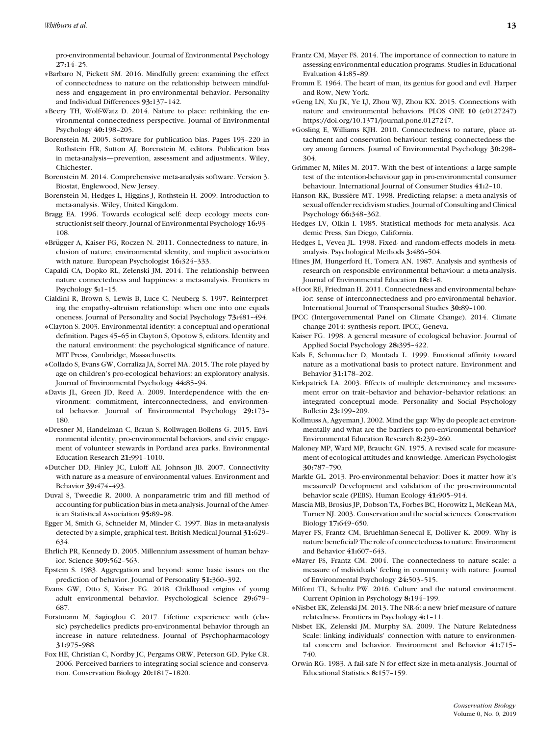pro-environmental behaviour. Journal of Environmental Psychology **27:**14–25.

∗Barbaro N, Pickett SM. 2016. Mindfully green: examining the effect of connectedness to nature on the relationship between mindfulness and engagement in pro-environmental behavior. Personality and Individual Differences **93:**137–142.

∗Beery TH, Wolf-Watz D. 2014. Nature to place: rethinking the environmental connectedness perspective. Journal of Environmental Psychology **40:**198–205.

Borenstein M. 2005. Software for publication bias. Pages 193–220 in Rothstein HR, Sutton AJ, Borenstein M, editors. Publication bias in meta-analysis—prevention, assessment and adjustments. Wiley, Chichester.

Borenstein M. 2014. Comprehensive meta-analysis software. Version 3. Biostat, Englewood, New Jersey.

Borenstein M, Hedges L, Higgins J, Rothstein H. 2009. Introduction to meta-analysis. Wiley, United Kingdom.

Bragg EA. 1996. Towards ecological self: deep ecology meets constructionist self-theory. Journal of Environmental Psychology **16:**93–108.

∗Brügger A, Kaiser FG, Roczen N. 2011. Connectedness to nature, inclusion of nature, environmental identity, and implicit association with nature. European Psychologist **16:**324–333.

Capaldi CA, Dopko RL, Zelenski JM. 2014. The relationship between nature connectedness and happiness: a meta-analysis. Frontiers in Psychology **5:**1–15.

Cialdini R, Brown S, Lewis B, Luce C, Neuberg S. 1997. Reinterpreting the empathy–altruism relationship: when one into one equals oneness. Journal of Personality and Social Psychology **73:**481–494.

∗Clayton S. 2003. Environmental identity: a conceptual and operational definition. Pages 45–65 in Clayton S, Opotow S, editors. Identity and the natural environment: the psychological significance of nature. MIT Press, Cambridge, Massachusetts.

∗Collado S, Evans GW, Corraliza JA, Sorrel MA. 2015. The role played by age on children's pro-ecological behaviors: an exploratory analysis. Journal of Environmental Psychology **44:**85–94.

∗Davis JL, Green JD, Reed A. 2009. Interdependence with the environment: commitment, interconnectedness, and environmental behavior. Journal of Environmental Psychology **29:**173–180.

∗Dresner M, Handelman C, Braun S, Rollwagen-Bollens G. 2015. Environmental identity, pro-environmental behaviors, and civic engagement of volunteer stewards in Portland area parks. Environmental Education Research **21:**991–1010.

∗Dutcher DD, Finley JC, Luloff AE, Johnson JB. 2007. Connectivity with nature as a measure of environmental values. Environment and Behavior **39:**474–493.

Duval S, Tweedie R. 2000. A nonparametric trim and fill method of accounting for publication bias in meta-analysis. Journal of the American Statistical Association **95:**89–98.

Egger M, Smith G, Schneider M, Minder C. 1997. Bias in meta-analysis detected by a simple, graphical test. British Medical Journal **31:**629–634.

Ehrlich PR, Kennedy D. 2005. Millennium assessment of human behavior. Science **309:**562–563.

Epstein S. 1983. Aggregation and beyond: some basic issues on the prediction of behavior. Journal of Personality **51:**360–392.

Evans GW, Otto S, Kaiser FG. 2018. Childhood origins of young adult environmental behavior. Psychological Science **29:**679–687.

Forstmann M, Sagioglou C. 2017. Lifetime experience with (classic) psychedelics predicts pro-environmental behavior through an increase in nature relatedness. Journal of Psychopharmacology **31:**975–988.

Fox HE, Christian C, Nordby JC, Pergams ORW, Peterson GD, Pyke CR. 2006. Perceived barriers to integrating social science and conservation. Conservation Biology **20:**1817–1820.

Frantz CM, Mayer FS. 2014. The importance of connection to nature in assessing environmental education programs. Studies in Educational Evaluation **41:**85–89.

Fromm E. 1964. The heart of man, its genius for good and evil. Harper and Row, New York.

∗Geng LN, Xu JK, Ye LJ, Zhou WJ, Zhou KX. 2015. Connections with nature and environmental behaviors. PLOS ONE **10** (e0127247) https://doi.org/10.1371/journal.pone.0127247.

∗Gosling E, Williams KJH. 2010. Connectedness to nature, place attachment and conservation behaviour: testing connectedness theory among farmers. Journal of Environmental Psychology **30:**298–304.

Grimmer M, Miles M. 2017. With the best of intentions: a large sample test of the intention-behaviour gap in pro-environmental consumer behaviour. International Journal of Consumer Studies **41:**2–10.

Hanson RK, Bussière MT. 1998. Predicting relapse: a meta-analysis of sexual offender recidivism studies. Journal of Consulting and Clinical Psychology **66:**348–362.

Hedges LV, Olkin I. 1985. Statistical methods for meta-analysis. Academic Press, San Diego, California.

Hedges L, Vevea JL. 1998. Fixed- and random-effects models in meta-analysis. Psychological Methods **3:**486–504.

Hines JM, Hungerford H, Tomera AN. 1987. Analysis and synthesis of research on responsible environmental behaviour: a meta-analysis. Journal of Environmental Education **18:**1–8.

∗Hoot RE, Friedman H. 2011. Connectedness and environmental behavior: sense of interconnectedness and pro-environmental behavior. International Journal of Transpersonal Studies **30:**89–100.

IPCC (Intergovernmental Panel on Climate Change). 2014. Climate change 2014: synthesis report. IPCC, Geneva.

Kaiser FG. 1998. A general measure of ecological behavior. Journal of Applied Social Psychology **28:**395–422.

Kals E, Schumacher D, Montada L. 1999. Emotional affinity toward nature as a motivational basis to protect nature. Environment and Behavior **31:**178–202.

Kirkpatrick LA. 2003. Effects of multiple determinancy and measurement error on trait–behavior and behavior–behavior relations: an integrated conceptual mode. Personality and Social Psychology Bulletin **23:**199–209.

Kollmuss A, Agyeman J. 2002. Mind the gap: Why do people act environmentally and what are the barriers to pro-environmental behavior? Environmental Education Research **8:**239–260.

Maloney MP, Ward MP, Braucht GN. 1975. A revised scale for measurement of ecological attitudes and knowledge. American Psychologist **30:**787–790.

Markle GL. 2013. Pro-environmental behavior: Does it matter how it's measured? Development and validation of the pro-environmental behavior scale (PEBS). Human Ecology **41:**905–914.

Mascia MB, Brosius JP, Dobson TA, Forbes BC, Horowitz L, McKean MA, Turner NJ. 2003. Conservation and the social sciences. Conservation Biology **17:**649–650.

Mayer FS, Frantz CM, Bruehlman-Senecal E, Dolliver K. 2009. Why is nature beneficial? The role of connectedness to nature. Environment and Behavior **41:**607–643.

∗Mayer FS, Frantz CM. 2004. The connectedness to nature scale: a measure of individuals' feeling in community with nature. Journal of Environmental Psychology **24:**503–515.

Milfont TL, Schultz PW. 2016. Culture and the natural environment. Current Opinion in Psychology **8:**194–199.

∗Nisbet EK, Zelenski JM. 2013. The NR-6: a new brief measure of nature relatedness. Frontiers in Psychology **4:**1–11.

Nisbet EK, Zelenski JM, Murphy SA. 2009. The Nature Relatedness Scale: linking individuals' connection with nature to environmental concern and behavior. Environment and Behavior **41:**715–740.

Orwin RG. 1983. A fail-safe N for effect size in meta-analysis. Journal of Educational Statistics **8:**157–159.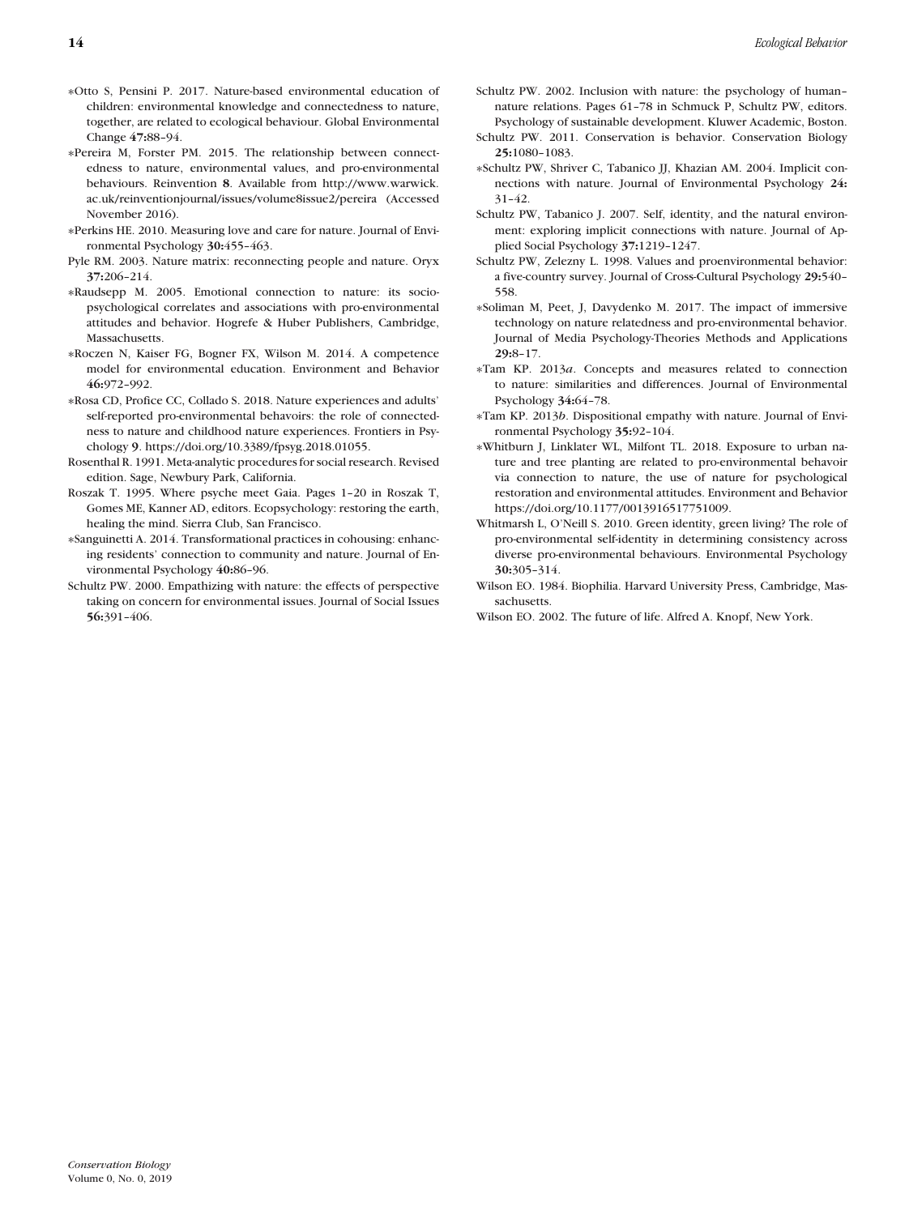∗Otto S, Pensini P. 2017. Nature-based environmental education of children: environmental knowledge and connectedness to nature, together, are related to ecological behaviour. Global Environmental Change **47:**88–94.

∗Pereira M, Forster PM. 2015. The relationship between connectedness to nature, environmental values, and pro-environmental behaviours. Reinvention **8**. Available from http://www.warwick.ac.uk/reinventionjournal/issues/volume8issue2/pereira (Accessed November 2016).

∗Perkins HE. 2010. Measuring love and care for nature. Journal of Environmental Psychology **30:**455–463.

Pyle RM. 2003. Nature matrix: reconnecting people and nature. Oryx **37:**206–214.

∗Raudsepp M. 2005. Emotional connection to nature: its socio-psychological correlates and associations with pro-environmental attitudes and behavior. Hogrefe & Huber Publishers, Cambridge, Massachusetts.

∗Roczen N, Kaiser FG, Bogner FX, Wilson M. 2014. A competence model for environmental education. Environment and Behavior **46:**972–992.

∗Rosa CD, Profice CC, Collado S. 2018. Nature experiences and adults' self-reported pro-environmental behavoirs: the role of connectedness to nature and childhood nature experiences. Frontiers in Psychology **9**. https://doi.org/10.3389/fpsyg.2018.01055.

Rosenthal R. 1991. Meta-analytic procedures for social research. Revised edition. Sage, Newbury Park, California.

Roszak T. 1995. Where psyche meet Gaia. Pages 1–20 in Roszak T, Gomes ME, Kanner AD, editors. Ecopsychology: restoring the earth, healing the mind. Sierra Club, San Francisco.

∗Sanguinetti A. 2014. Transformational practices in cohousing: enhancing residents' connection to community and nature. Journal of Environmental Psychology **40:**86–96.

Schultz PW. 2000. Empathizing with nature: the effects of perspective taking on concern for environmental issues. Journal of Social Issues **56:**391–406.

Schultz PW. 2002. Inclusion with nature: the psychology of human–nature relations. Pages 61–78 in Schmuck P, Schultz PW, editors. Psychology of sustainable development. Kluwer Academic, Boston.

Schultz PW. 2011. Conservation is behavior. Conservation Biology **25:**1080–1083.

∗Schultz PW, Shriver C, Tabanico JJ, Khazian AM. 2004. Implicit connections with nature. Journal of Environmental Psychology **24:** 31–42.

Schultz PW, Tabanico J. 2007. Self, identity, and the natural environment: exploring implicit connections with nature. Journal of Applied Social Psychology **37:**1219–1247.

Schultz PW, Zelezny L. 1998. Values and proenvironmental behavior: a five-country survey. Journal of Cross-Cultural Psychology **29:**540–558.

∗Soliman M, Peet, J, Davydenko M. 2017. The impact of immersive technology on nature relatedness and pro-environmental behavior. Journal of Media Psychology-Theories Methods and Applications **29:**8–17.

∗Tam KP. 2013*a*. Concepts and measures related to connection to nature: similarities and differences. Journal of Environmental Psychology **34:**64–78.

∗Tam KP. 2013*b*. Dispositional empathy with nature. Journal of Environmental Psychology **35:**92–104.

∗Whitburn J, Linklater WL, Milfont TL. 2018. Exposure to urban nature and tree planting are related to pro-environmental behavoir via connection to nature, the use of nature for psychological restoration and environmental attitudes. Environment and Behavior https://doi.org/10.1177/0013916517751009.

Whitmarsh L, O'Neill S. 2010. Green identity, green living? The role of pro-environmental self-identity in determining consistency across diverse pro-environmental behaviours. Environmental Psychology **30:**305–314.

Wilson EO. 1984. Biophilia. Harvard University Press, Cambridge, Massachusetts.

Wilson EO. 2002. The future of life. Alfred A. Knopf, New York.